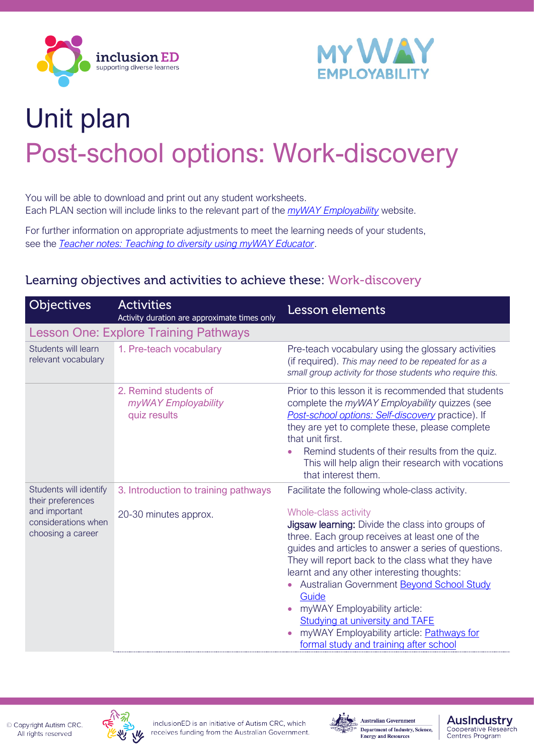# Unit plan

## Post-school options: Work-discovery

You will be able to download and print out any student worksheets.
Each PLAN section will include links to the relevant part of the *myWAY Employability* website.

For further information on appropriate adjustments to meet the learning needs of your students, see the *Teacher notes: Teaching to diversity using myWAY Educator*.

### Learning objectives and activities to achieve these: Work-discovery

| Objectives | Activities<br>Activity duration are approximate times only | Lesson elements |
| --- | --- | --- |
| **Lesson One: Explore Training Pathways** | | |
| Students will learn relevant vocabulary | 1. Pre-teach vocabulary | Pre-teach vocabulary using the glossary activities (if required). *This may need to be repeated for as a small group activity for those students who require this.* |
| | 2. Remind students of *myWAY Employability* quiz results | Prior to this lesson it is recommended that students complete the *myWAY Employability* quizzes (see Post-school options: Self-discovery practice). If they are yet to complete these, please complete that unit first.<br>• Remind students of their results from the quiz. This will help align their research with vocations that interest them. |
| Students will identify their preferences and important considerations when choosing a career | 3. Introduction to training pathways<br><br>20-30 minutes approx. | Facilitate the following whole-class activity.<br><br>Whole-class activity<br>**Jigsaw learning:** Divide the class into groups of three. Each group receives at least one of the guides and articles to answer a series of questions. They will report back to the class what they have learnt and any other interesting thoughts:<br>• Australian Government Beyond School Study Guide<br>• myWAY Employability article: Studying at university and TAFE<br>• myWAY Employability article: Pathways for formal study and training after school |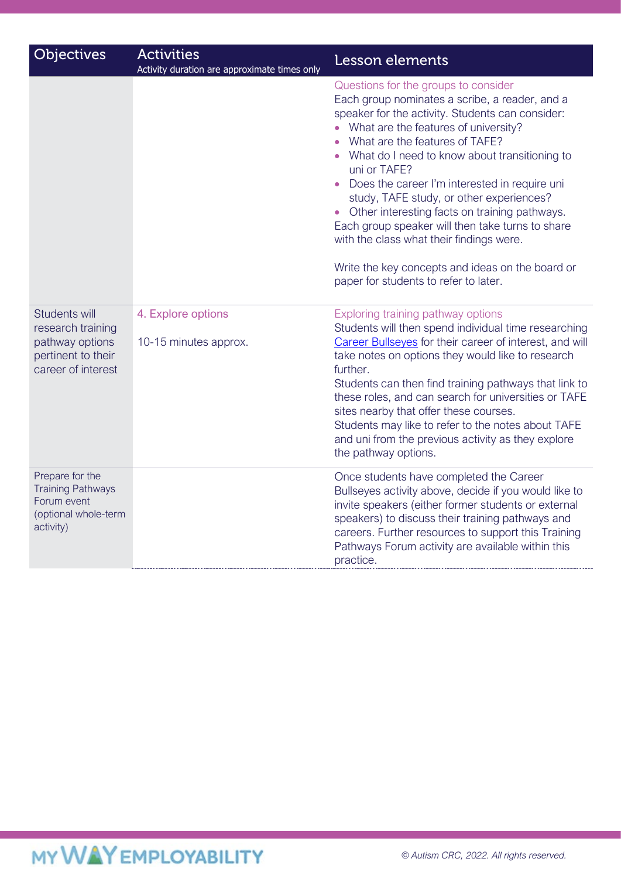| Objectives | Activities<br>Activity duration are approximate times only | Lesson elements |
|---|---|---|
| | | Questions for the groups to consider<br>Each group nominates a scribe, a reader, and a speaker for the activity. Students can consider:<br>• What are the features of university?<br>• What are the features of TAFE?<br>• What do I need to know about transitioning to uni or TAFE?<br>• Does the career I'm interested in require uni study, TAFE study, or other experiences?<br>• Other interesting facts on training pathways.<br>Each group speaker will then take turns to share with the class what their findings were.<br><br>Write the key concepts and ideas on the board or paper for students to refer to later. |
| Students will research training pathway options pertinent to their career of interest | 4. Explore options<br><br>10-15 minutes approx. | Exploring training pathway options<br>Students will then spend individual time researching Career Bullseyes for their career of interest, and will take notes on options they would like to research further.<br>Students can then find training pathways that link to these roles, and can search for universities or TAFE sites nearby that offer these courses.<br>Students may like to refer to the notes about TAFE and uni from the previous activity as they explore the pathway options. |
| Prepare for the Training Pathways Forum event (optional whole-term activity) | | Once students have completed the Career Bullseyes activity above, decide if you would like to invite speakers (either former students or external speakers) to discuss their training pathways and careers. Further resources to support this Training Pathways Forum activity are available within this practice. |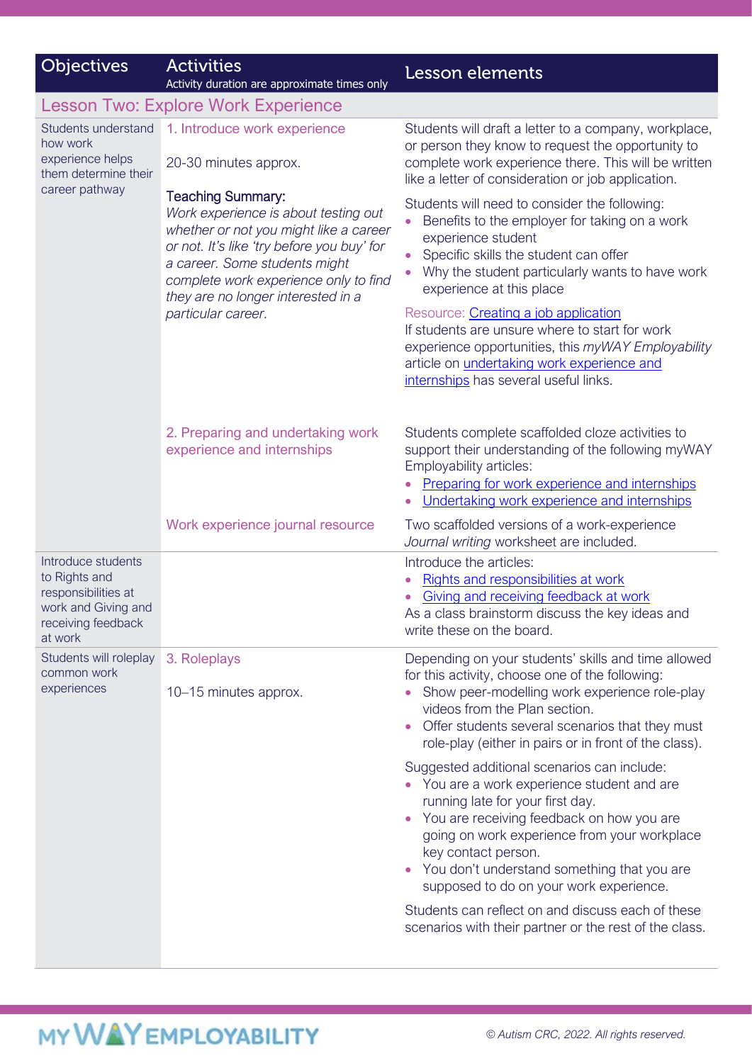| Objectives | Activities<br>Activity duration are approximate times only | Lesson elements |
|---|---|---|
| **Lesson Two: Explore Work Experience** | | |
| Students understand how work experience helps them determine their career pathway | 1. Introduce work experience<br><br>20-30 minutes approx.<br><br>**Teaching Summary:**<br>*Work experience is about testing out whether or not you might like a career or not. It's like 'try before you buy' for a career. Some students might complete work experience only to find they are no longer interested in a particular career.* | Students will draft a letter to a company, workplace, or person they know to request the opportunity to complete work experience there. This will be written like a letter of consideration or job application.<br><br>Students will need to consider the following:<br>• Benefits to the employer for taking on a work experience student<br>• Specific skills the student can offer<br>• Why the student particularly wants to have work experience at this place<br><br>Resource: Creating a job application<br>If students are unsure where to start for work experience opportunities, this *myWAY Employability* article on undertaking work experience and internships has several useful links. |
| | 2. Preparing and undertaking work experience and internships | Students complete scaffolded cloze activities to support their understanding of the following myWAY Employability articles:<br>• Preparing for work experience and internships<br>• Undertaking work experience and internships |
| | Work experience journal resource | Two scaffolded versions of a work-experience *Journal writing* worksheet are included. |
| Introduce students to Rights and responsibilities at work and Giving and receiving feedback at work | | Introduce the articles:<br>• Rights and responsibilities at work<br>• Giving and receiving feedback at work<br>As a class brainstorm discuss the key ideas and write these on the board. |
| Students will roleplay common work experiences | 3. Roleplays<br><br>10–15 minutes approx. | Depending on your students' skills and time allowed for this activity, choose one of the following:<br>• Show peer-modelling work experience role-play videos from the Plan section.<br>• Offer students several scenarios that they must role-play (either in pairs or in front of the class).<br><br>Suggested additional scenarios can include:<br>• You are a work experience student and are running late for your first day.<br>• You are receiving feedback on how you are going on work experience from your workplace key contact person.<br>• You don't understand something that you are supposed to do on your work experience.<br><br>Students can reflect on and discuss each of these scenarios with their partner or the rest of the class. |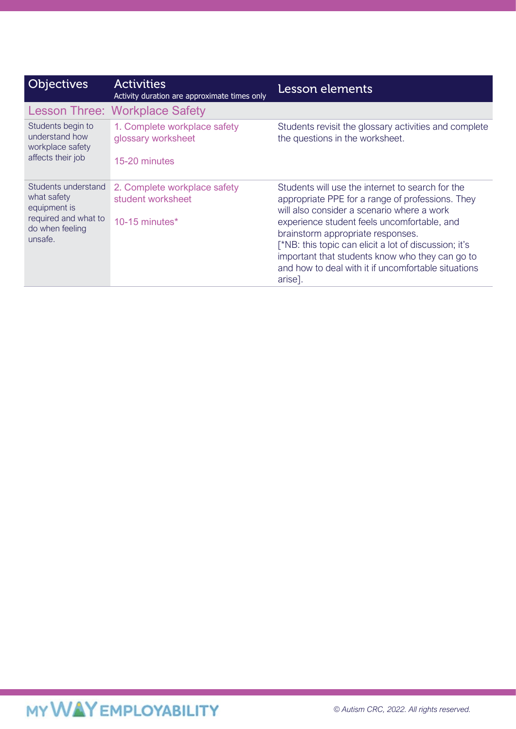| Objectives | Activities<br>Activity duration are approximate times only | Lesson elements |
|---|---|---|
| **Lesson Three: Workplace Safety** | | |
| Students begin to understand how workplace safety affects their job | 1. Complete workplace safety glossary worksheet<br><br>15-20 minutes | Students revisit the glossary activities and complete the questions in the worksheet. |
| Students understand what safety equipment is required and what to do when feeling unsafe. | 2. Complete workplace safety student worksheet<br><br>10-15 minutes* | Students will use the internet to search for the appropriate PPE for a range of professions. They will also consider a scenario where a work experience student feels uncomfortable, and brainstorm appropriate responses.<br>[*NB: this topic can elicit a lot of discussion; it's important that students know who they can go to and how to deal with it if uncomfortable situations arise]. |